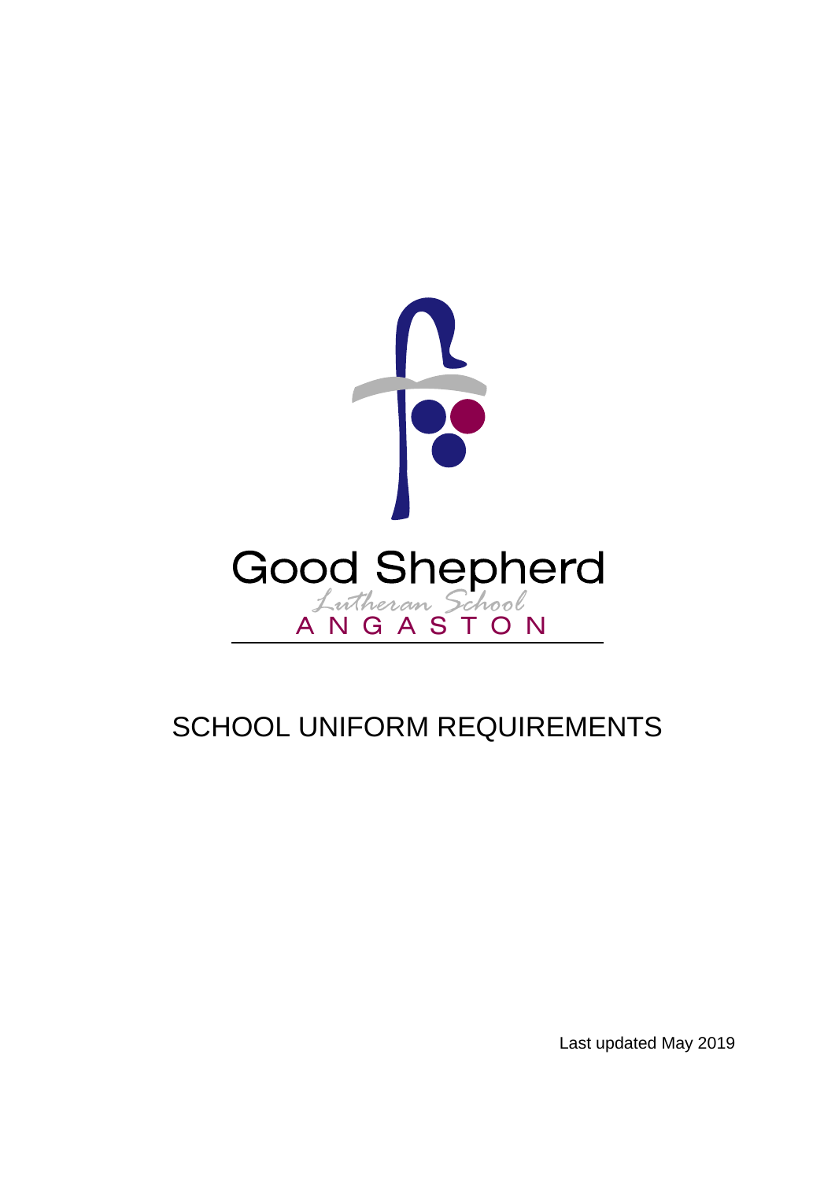Good Shepherd

Lutheran School

ANGASTON

# SCHOOL UNIFORM REQUIREMENTS

Last updated May 2019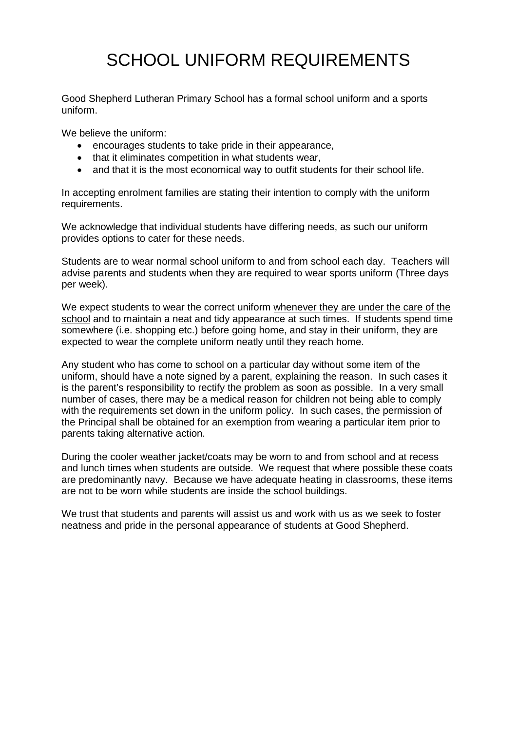# SCHOOL UNIFORM REQUIREMENTS

Good Shepherd Lutheran Primary School has a formal school uniform and a sports uniform.

We believe the uniform:

- encourages students to take pride in their appearance,
- that it eliminates competition in what students wear,
- and that it is the most economical way to outfit students for their school life.

In accepting enrolment families are stating their intention to comply with the uniform requirements.

We acknowledge that individual students have differing needs, as such our uniform provides options to cater for these needs.

Students are to wear normal school uniform to and from school each day. Teachers will advise parents and students when they are required to wear sports uniform (Three days per week).

We expect students to wear the correct uniform <u>whenever they are under the care of the school</u> and to maintain a neat and tidy appearance at such times. If students spend time somewhere (i.e. shopping etc.) before going home, and stay in their uniform, they are expected to wear the complete uniform neatly until they reach home.

Any student who has come to school on a particular day without some item of the uniform, should have a note signed by a parent, explaining the reason. In such cases it is the parent's responsibility to rectify the problem as soon as possible. In a very small number of cases, there may be a medical reason for children not being able to comply with the requirements set down in the uniform policy. In such cases, the permission of the Principal shall be obtained for an exemption from wearing a particular item prior to parents taking alternative action.

During the cooler weather jacket/coats may be worn to and from school and at recess and lunch times when students are outside. We request that where possible these coats are predominantly navy. Because we have adequate heating in classrooms, these items are not to be worn while students are inside the school buildings.

We trust that students and parents will assist us and work with us as we seek to foster neatness and pride in the personal appearance of students at Good Shepherd.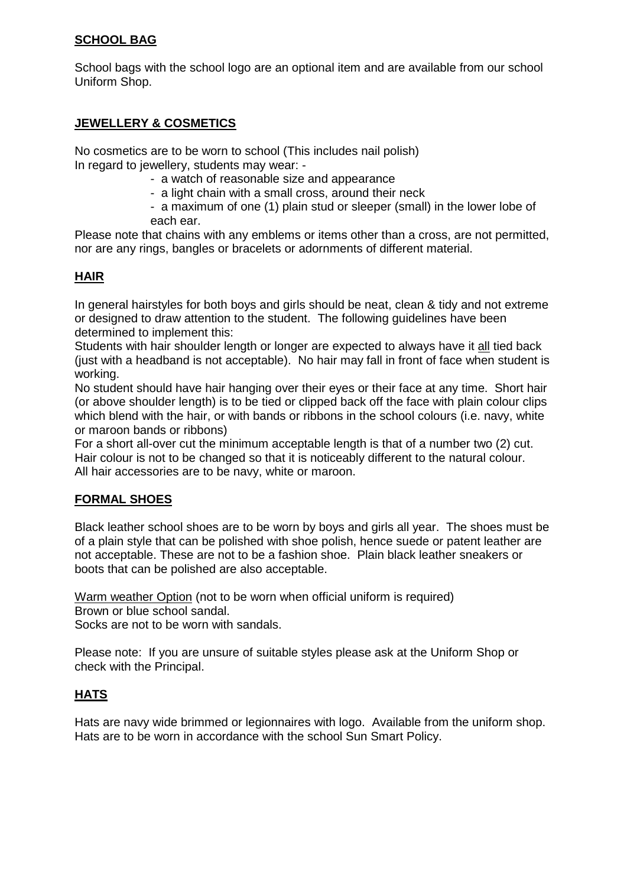## SCHOOL BAG

School bags with the school logo are an optional item and are available from our school Uniform Shop.

## JEWELLERY & COSMETICS

No cosmetics are to be worn to school (This includes nail polish)
In regard to jewellery, students may wear: -

- a watch of reasonable size and appearance
- a light chain with a small cross, around their neck
- a maximum of one (1) plain stud or sleeper (small) in the lower lobe of each ear.

Please note that chains with any emblems or items other than a cross, are not permitted, nor are any rings, bangles or bracelets or adornments of different material.

## HAIR

In general hairstyles for both boys and girls should be neat, clean & tidy and not extreme or designed to draw attention to the student. The following guidelines have been determined to implement this:
Students with hair shoulder length or longer are expected to always have it <u>all</u> tied back (just with a headband is not acceptable). No hair may fall in front of face when student is working.
No student should have hair hanging over their eyes or their face at any time. Short hair (or above shoulder length) is to be tied or clipped back off the face with plain colour clips which blend with the hair, or with bands or ribbons in the school colours (i.e. navy, white or maroon bands or ribbons)
For a short all-over cut the minimum acceptable length is that of a number two (2) cut.
Hair colour is not to be changed so that it is noticeably different to the natural colour.
All hair accessories are to be navy, white or maroon.

## FORMAL SHOES

Black leather school shoes are to be worn by boys and girls all year. The shoes must be of a plain style that can be polished with shoe polish, hence suede or patent leather are not acceptable. These are not to be a fashion shoe. Plain black leather sneakers or boots that can be polished are also acceptable.

<u>Warm weather Option</u> (not to be worn when official uniform is required)
Brown or blue school sandal.
Socks are not to be worn with sandals.

Please note: If you are unsure of suitable styles please ask at the Uniform Shop or check with the Principal.

## HATS

Hats are navy wide brimmed or legionnaires with logo. Available from the uniform shop.
Hats are to be worn in accordance with the school Sun Smart Policy.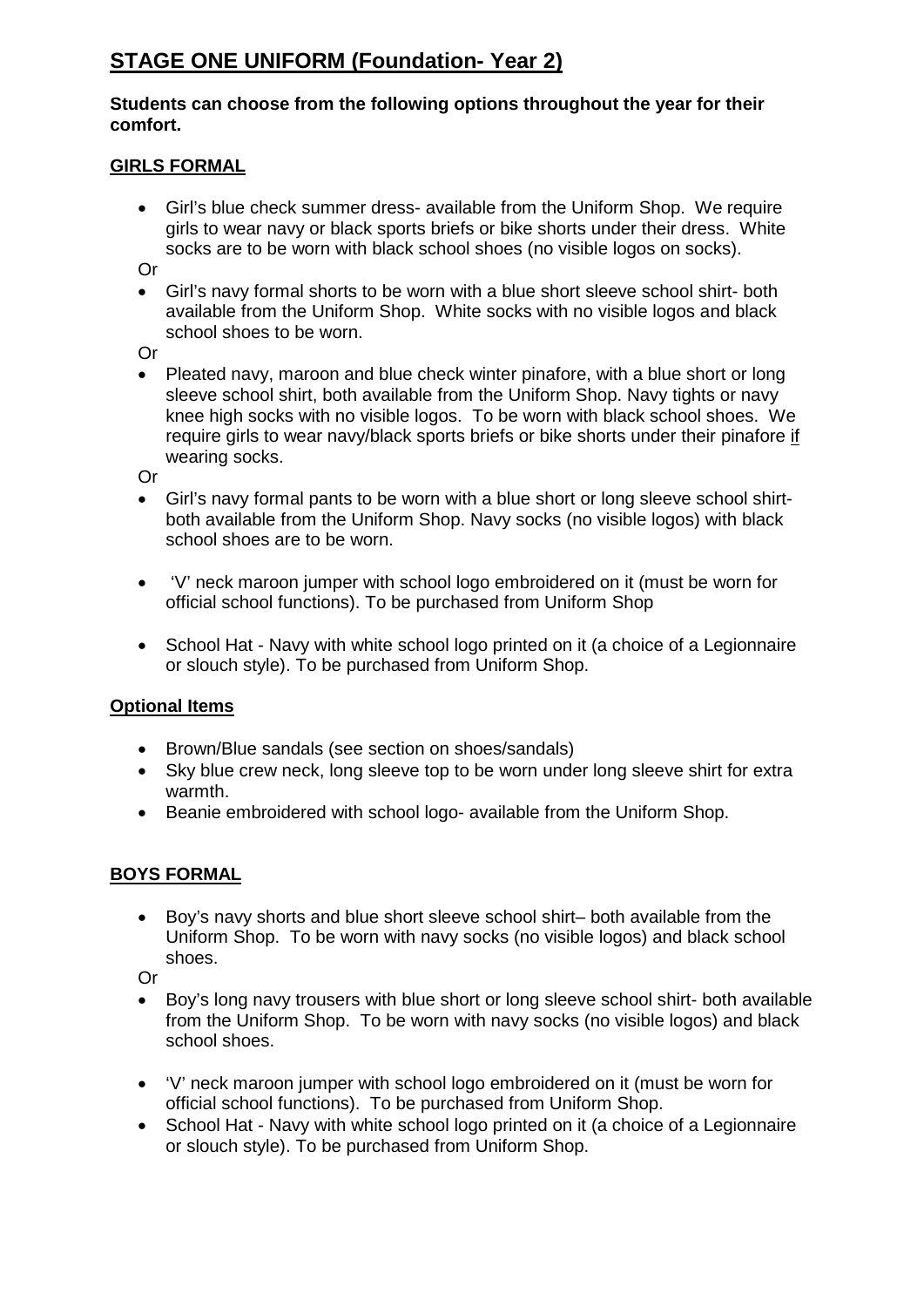# STAGE ONE UNIFORM (Foundation- Year 2)

**Students can choose from the following options throughout the year for their comfort.**

## GIRLS FORMAL

- Girl's blue check summer dress- available from the Uniform Shop. We require girls to wear navy or black sports briefs or bike shorts under their dress. White socks are to be worn with black school shoes (no visible logos on socks).

Or

- Girl's navy formal shorts to be worn with a blue short sleeve school shirt- both available from the Uniform Shop. White socks with no visible logos and black school shoes to be worn.

Or

- Pleated navy, maroon and blue check winter pinafore, with a blue short or long sleeve school shirt, both available from the Uniform Shop. Navy tights or navy knee high socks with no visible logos. To be worn with black school shoes. We require girls to wear navy/black sports briefs or bike shorts under their pinafore <u>if</u> wearing socks.

Or

- Girl's navy formal pants to be worn with a blue short or long sleeve school shirt- both available from the Uniform Shop. Navy socks (no visible logos) with black school shoes are to be worn.

- 'V' neck maroon jumper with school logo embroidered on it (must be worn for official school functions). To be purchased from Uniform Shop

- School Hat - Navy with white school logo printed on it (a choice of a Legionnaire or slouch style). To be purchased from Uniform Shop.

## Optional Items

- Brown/Blue sandals (see section on shoes/sandals)
- Sky blue crew neck, long sleeve top to be worn under long sleeve shirt for extra warmth.
- Beanie embroidered with school logo- available from the Uniform Shop.

## BOYS FORMAL

- Boy's navy shorts and blue short sleeve school shirt– both available from the Uniform Shop. To be worn with navy socks (no visible logos) and black school shoes.

Or

- Boy's long navy trousers with blue short or long sleeve school shirt- both available from the Uniform Shop. To be worn with navy socks (no visible logos) and black school shoes.

- 'V' neck maroon jumper with school logo embroidered on it (must be worn for official school functions). To be purchased from Uniform Shop.
- School Hat - Navy with white school logo printed on it (a choice of a Legionnaire or slouch style). To be purchased from Uniform Shop.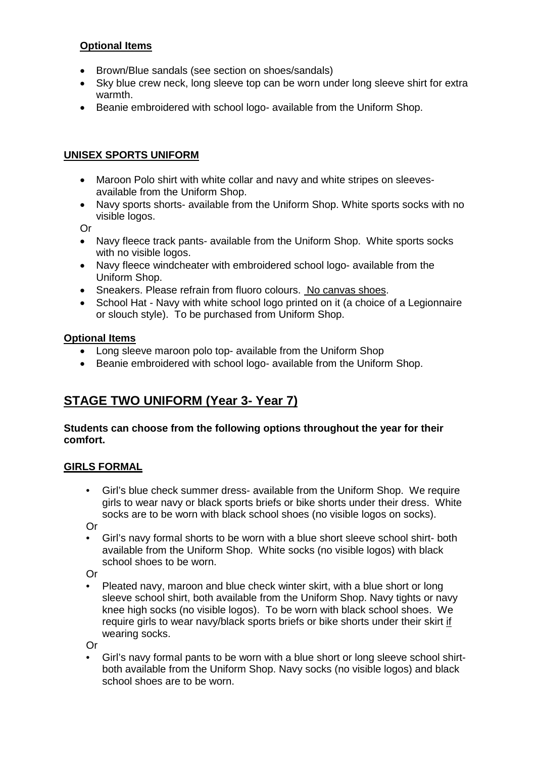**Optional Items**

- Brown/Blue sandals (see section on shoes/sandals)
- Sky blue crew neck, long sleeve top can be worn under long sleeve shirt for extra warmth.
- Beanie embroidered with school logo- available from the Uniform Shop.

**UNISEX SPORTS UNIFORM**

- Maroon Polo shirt with white collar and navy and white stripes on sleeves- available from the Uniform Shop.
- Navy sports shorts- available from the Uniform Shop. White sports socks with no visible logos.

Or

- Navy fleece track pants- available from the Uniform Shop. White sports socks with no visible logos.
- Navy fleece windcheater with embroidered school logo- available from the Uniform Shop.
- Sneakers. Please refrain from fluoro colours. No canvas shoes.
- School Hat - Navy with white school logo printed on it (a choice of a Legionnaire or slouch style). To be purchased from Uniform Shop.

**Optional Items**

- Long sleeve maroon polo top- available from the Uniform Shop
- Beanie embroidered with school logo- available from the Uniform Shop.

## STAGE TWO UNIFORM (Year 3- Year 7)

**Students can choose from the following options throughout the year for their comfort.**

**GIRLS FORMAL**

- Girl's blue check summer dress- available from the Uniform Shop. We require girls to wear navy or black sports briefs or bike shorts under their dress. White socks are to be worn with black school shoes (no visible logos on socks).

Or

- Girl's navy formal shorts to be worn with a blue short sleeve school shirt- both available from the Uniform Shop. White socks (no visible logos) with black school shoes to be worn.

Or

- Pleated navy, maroon and blue check winter skirt, with a blue short or long sleeve school shirt, both available from the Uniform Shop. Navy tights or navy knee high socks (no visible logos). To be worn with black school shoes. We require girls to wear navy/black sports briefs or bike shorts under their skirt if wearing socks.

Or

- Girl's navy formal pants to be worn with a blue short or long sleeve school shirt- both available from the Uniform Shop. Navy socks (no visible logos) and black school shoes are to be worn.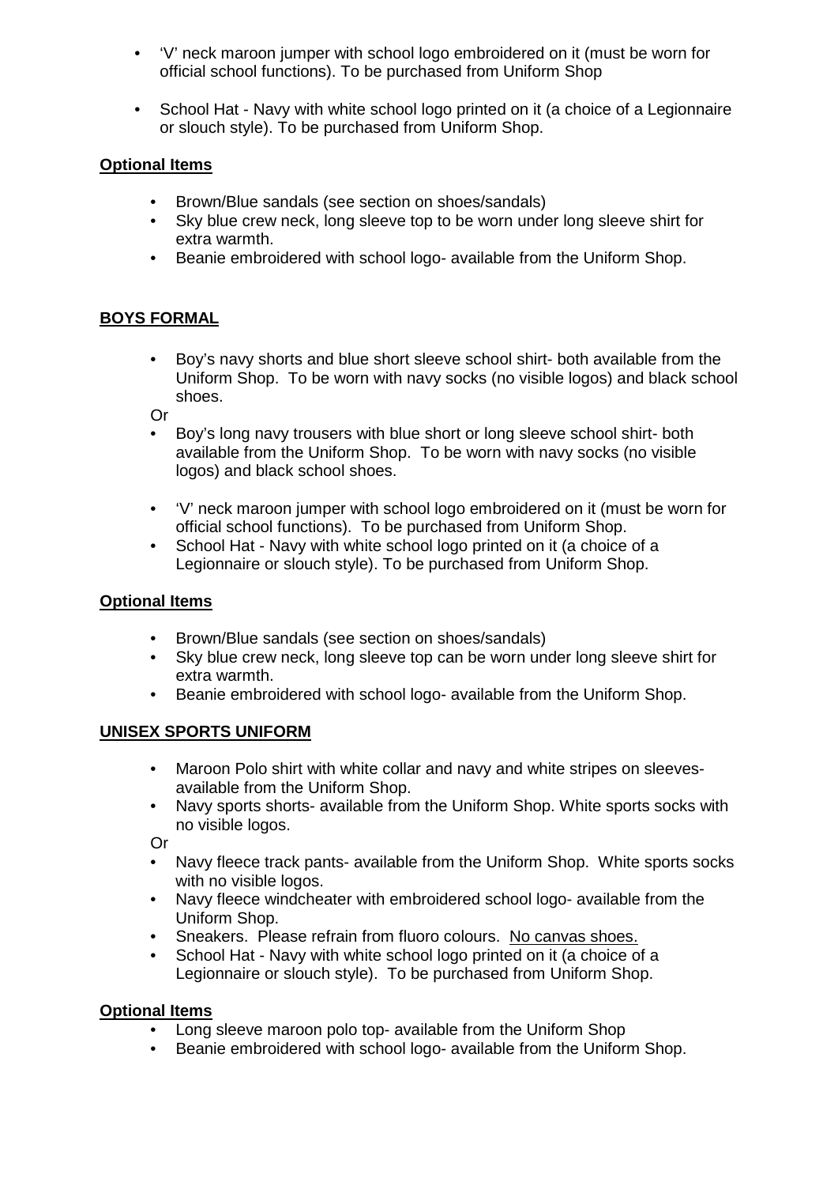- 'V' neck maroon jumper with school logo embroidered on it (must be worn for official school functions). To be purchased from Uniform Shop
- School Hat - Navy with white school logo printed on it (a choice of a Legionnaire or slouch style). To be purchased from Uniform Shop.

**Optional Items**

- Brown/Blue sandals (see section on shoes/sandals)
- Sky blue crew neck, long sleeve top to be worn under long sleeve shirt for extra warmth.
- Beanie embroidered with school logo- available from the Uniform Shop.

**BOYS FORMAL**

- Boy's navy shorts and blue short sleeve school shirt- both available from the Uniform Shop. To be worn with navy socks (no visible logos) and black school shoes.

Or

- Boy's long navy trousers with blue short or long sleeve school shirt- both available from the Uniform Shop. To be worn with navy socks (no visible logos) and black school shoes.
- 'V' neck maroon jumper with school logo embroidered on it (must be worn for official school functions). To be purchased from Uniform Shop.
- School Hat - Navy with white school logo printed on it (a choice of a Legionnaire or slouch style). To be purchased from Uniform Shop.

**Optional Items**

- Brown/Blue sandals (see section on shoes/sandals)
- Sky blue crew neck, long sleeve top can be worn under long sleeve shirt for extra warmth.
- Beanie embroidered with school logo- available from the Uniform Shop.

**UNISEX SPORTS UNIFORM**

- Maroon Polo shirt with white collar and navy and white stripes on sleeves- available from the Uniform Shop.
- Navy sports shorts- available from the Uniform Shop. White sports socks with no visible logos.

Or

- Navy fleece track pants- available from the Uniform Shop. White sports socks with no visible logos.
- Navy fleece windcheater with embroidered school logo- available from the Uniform Shop.
- Sneakers. Please refrain from fluoro colours. No canvas shoes.
- School Hat - Navy with white school logo printed on it (a choice of a Legionnaire or slouch style). To be purchased from Uniform Shop.

**Optional Items**

- Long sleeve maroon polo top- available from the Uniform Shop
- Beanie embroidered with school logo- available from the Uniform Shop.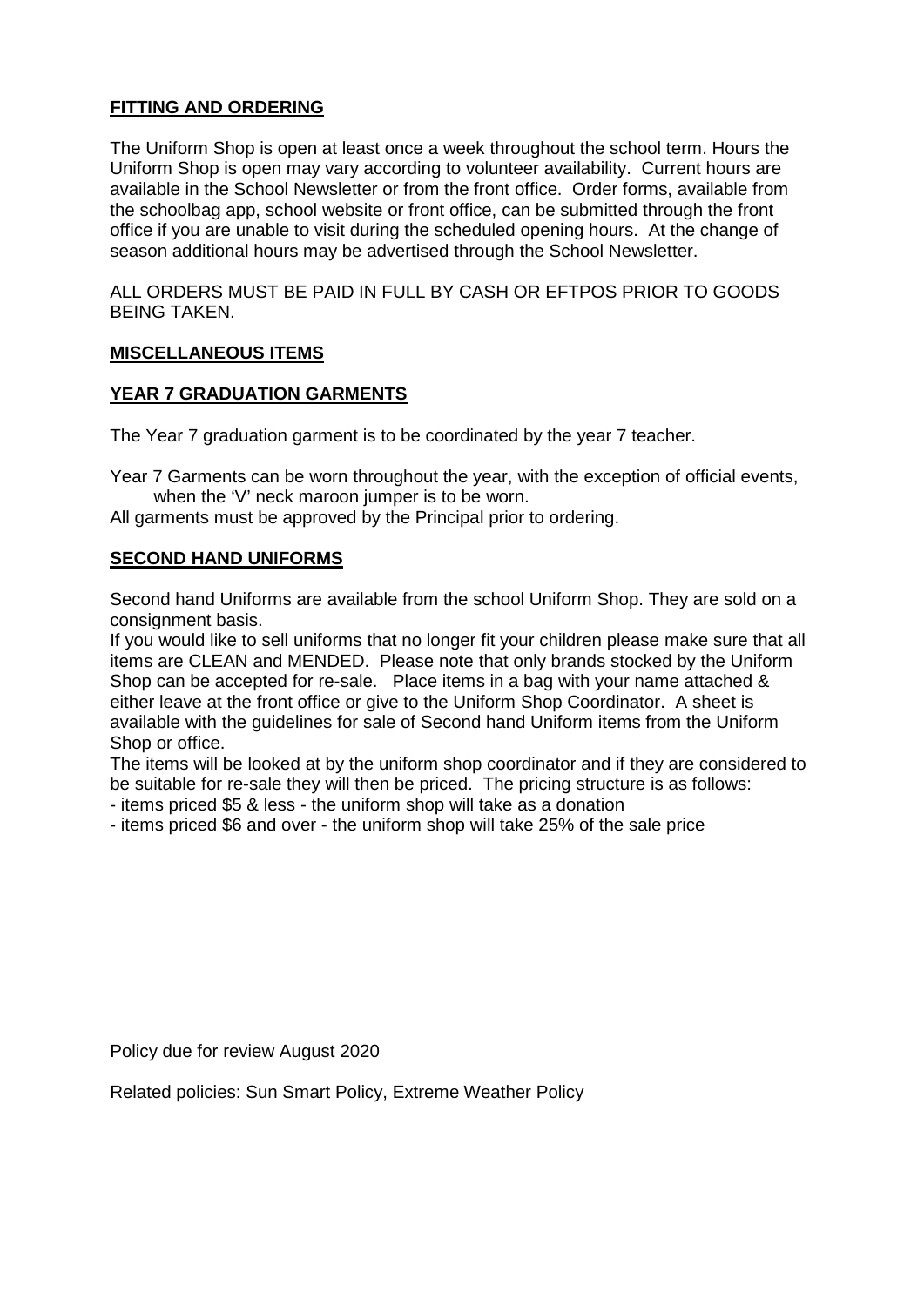**FITTING AND ORDERING**

The Uniform Shop is open at least once a week throughout the school term. Hours the Uniform Shop is open may vary according to volunteer availability. Current hours are available in the School Newsletter or from the front office. Order forms, available from the schoolbag app, school website or front office, can be submitted through the front office if you are unable to visit during the scheduled opening hours. At the change of season additional hours may be advertised through the School Newsletter.

ALL ORDERS MUST BE PAID IN FULL BY CASH OR EFTPOS PRIOR TO GOODS BEING TAKEN.

**MISCELLANEOUS ITEMS**

**YEAR 7 GRADUATION GARMENTS**

The Year 7 graduation garment is to be coordinated by the year 7 teacher.

Year 7 Garments can be worn throughout the year, with the exception of official events, when the 'V' neck maroon jumper is to be worn.

All garments must be approved by the Principal prior to ordering.

**SECOND HAND UNIFORMS**

Second hand Uniforms are available from the school Uniform Shop. They are sold on a consignment basis.

If you would like to sell uniforms that no longer fit your children please make sure that all items are CLEAN and MENDED. Please note that only brands stocked by the Uniform Shop can be accepted for re-sale. Place items in a bag with your name attached & either leave at the front office or give to the Uniform Shop Coordinator. A sheet is available with the guidelines for sale of Second hand Uniform items from the Uniform Shop or office.

The items will be looked at by the uniform shop coordinator and if they are considered to be suitable for re-sale they will then be priced. The pricing structure is as follows:

- items priced $5 & less - the uniform shop will take as a donation
- items priced $6 and over - the uniform shop will take 25% of the sale price

Policy due for review August 2020

Related policies: Sun Smart Policy, Extreme Weather Policy